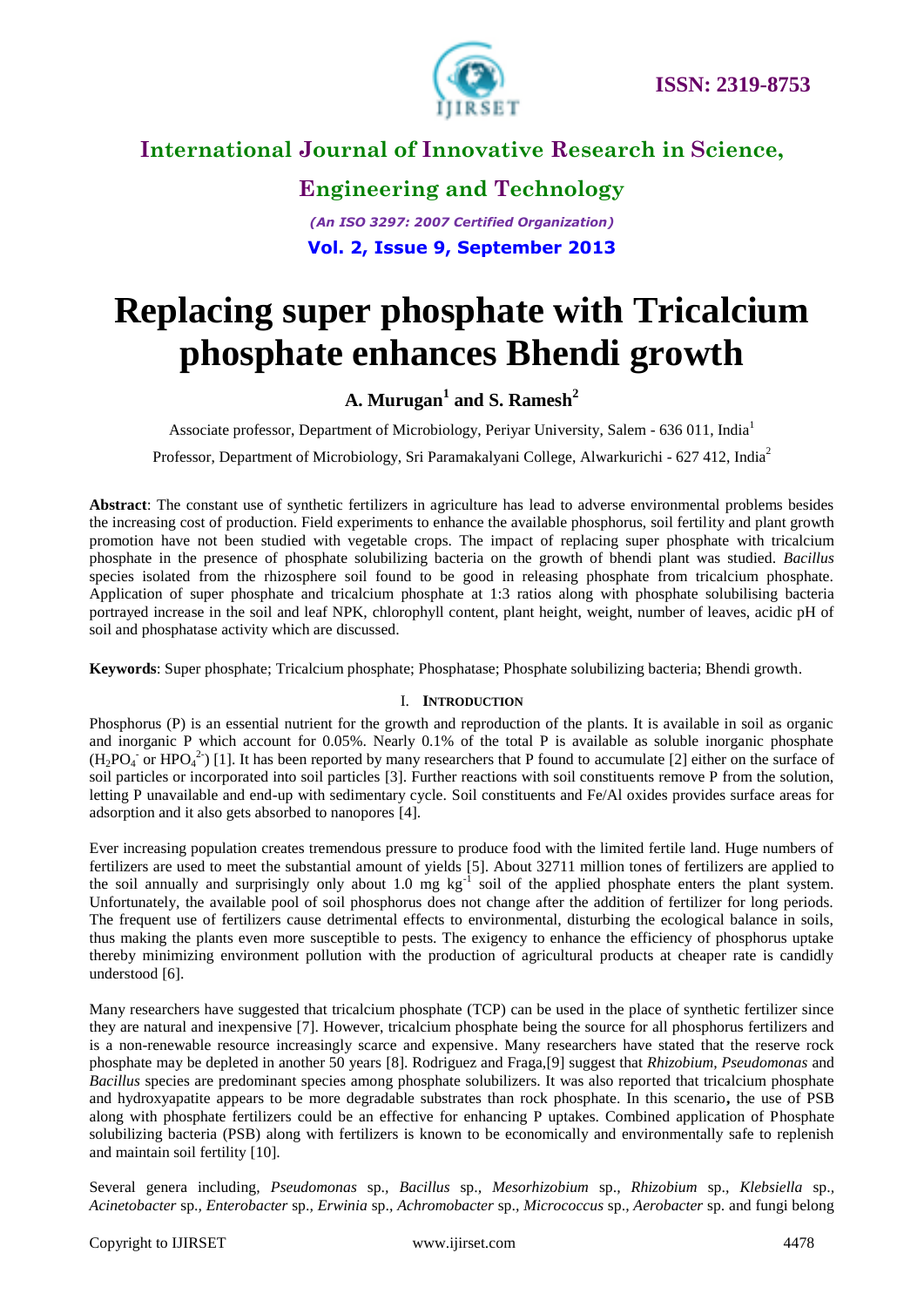# Replacing super phosphate with Tricalcium phosphate enhances Bhendi growth

**A. Murugan[1] and S. Ramesh[2]**

Associate professor, Department of Microbiology, Periyar University, Salem - 636 011, India[1]

Professor, Department of Microbiology, Sri Paramakalyani College, Alwarkurichi - 627 412, India[2]

**Abstract**: The constant use of synthetic fertilizers in agriculture has lead to adverse environmental problems besides the increasing cost of production. Field experiments to enhance the available phosphorus, soil fertility and plant growth promotion have not been studied with vegetable crops. The impact of replacing super phosphate with tricalcium phosphate in the presence of phosphate solubilizing bacteria on the growth of bhendi plant was studied. *Bacillus* species isolated from the rhizosphere soil found to be good in releasing phosphate from tricalcium phosphate. Application of super phosphate and tricalcium phosphate at 1:3 ratios along with phosphate solubilising bacteria portrayed increase in the soil and leaf NPK, chlorophyll content, plant height, weight, number of leaves, acidic pH of soil and phosphatase activity which are discussed.

**Keywords**: Super phosphate; Tricalcium phosphate; Phosphatase; Phosphate solubilizing bacteria; Bhendi growth.

## I. Introduction

Phosphorus (P) is an essential nutrient for the growth and reproduction of the plants. It is available in soil as organic and inorganic P which account for 0.05%. Nearly 0.1% of the total P is available as soluble inorganic phosphate ($H_2PO_4^-$ or $HPO_4^{2-}$) [1]. It has been reported by many researchers that P found to accumulate [2] either on the surface of soil particles or incorporated into soil particles [3]. Further reactions with soil constituents remove P from the solution, letting P unavailable and end-up with sedimentary cycle. Soil constituents and Fe/Al oxides provides surface areas for adsorption and it also gets absorbed to nanopores [4].

Ever increasing population creates tremendous pressure to produce food with the limited fertile land. Huge numbers of fertilizers are used to meet the substantial amount of yields [5]. About 32711 million tones of fertilizers are applied to the soil annually and surprisingly only about 1.0 mg $kg^{-1}$ soil of the applied phosphate enters the plant system. Unfortunately, the available pool of soil phosphorus does not change after the addition of fertilizer for long periods. The frequent use of fertilizers cause detrimental effects to environmental, disturbing the ecological balance in soils, thus making the plants even more susceptible to pests. The exigency to enhance the efficiency of phosphorus uptake thereby minimizing environment pollution with the production of agricultural products at cheaper rate is candidly understood [6].

Many researchers have suggested that tricalcium phosphate (TCP) can be used in the place of synthetic fertilizer since they are natural and inexpensive [7]. However, tricalcium phosphate being the source for all phosphorus fertilizers and is a non-renewable resource increasingly scarce and expensive. Many researchers have stated that the reserve rock phosphate may be depleted in another 50 years [8]. Rodriguez and Fraga,[9] suggest that *Rhizobium*, *Pseudomonas* and *Bacillus* species are predominant species among phosphate solubilizers. It was also reported that tricalcium phosphate and hydroxyapatite appears to be more degradable substrates than rock phosphate. In this scenario**,** the use of PSB along with phosphate fertilizers could be an effective for enhancing P uptakes. Combined application of Phosphate solubilizing bacteria (PSB) along with fertilizers is known to be economically and environmentally safe to replenish and maintain soil fertility [10].

Several genera including, *Pseudomonas* sp., *Bacillus* sp., *Mesorhizobium* sp., *Rhizobium* sp., *Klebsiella* sp., *Acinetobacter* sp., *Enterobacter* sp., *Erwinia* sp., *Achromobacter* sp., *Micrococcus* sp., *Aerobacter* sp. and fungi belong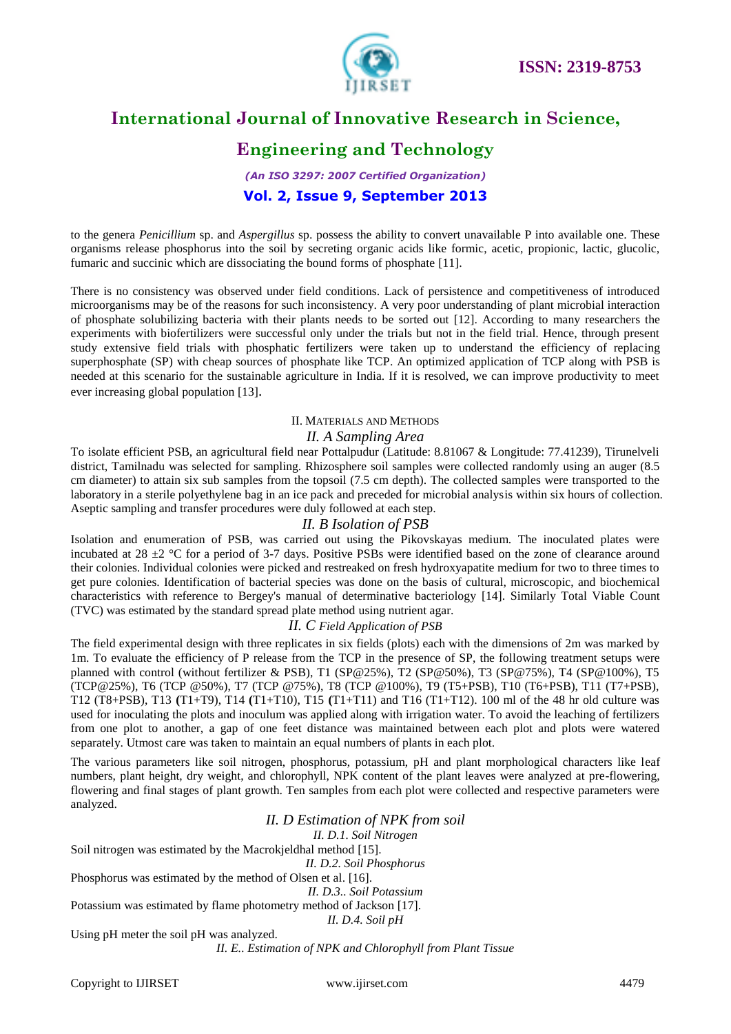to the genera *Penicillium* sp. and *Aspergillus* sp. possess the ability to convert unavailable P into available one. These organisms release phosphorus into the soil by secreting organic acids like formic, acetic, propionic, lactic, glucolic, fumaric and succinic which are dissociating the bound forms of phosphate [11].

There is no consistency was observed under field conditions. Lack of persistence and competitiveness of introduced microorganisms may be of the reasons for such inconsistency. A very poor understanding of plant microbial interaction of phosphate solubilizing bacteria with their plants needs to be sorted out [12]. According to many researchers the experiments with biofertilizers were successful only under the trials but not in the field trial. Hence, through present study extensive field trials with phosphatic fertilizers were taken up to understand the efficiency of replacing superphosphate (SP) with cheap sources of phosphate like TCP. An optimized application of TCP along with PSB is needed at this scenario for the sustainable agriculture in India. If it is resolved, we can improve productivity to meet ever increasing global population [13].

## II. MATERIALS AND METHODS

### *II. A Sampling Area*

To isolate efficient PSB, an agricultural field near Pottalpudur (Latitude: 8.81067 & Longitude: 77.41239), Tirunelveli district, Tamilnadu was selected for sampling. Rhizosphere soil samples were collected randomly using an auger (8.5 cm diameter) to attain six sub samples from the topsoil (7.5 cm depth). The collected samples were transported to the laboratory in a sterile polyethylene bag in an ice pack and preceded for microbial analysis within six hours of collection. Aseptic sampling and transfer procedures were duly followed at each step.

### *II. B Isolation of PSB*

Isolation and enumeration of PSB, was carried out using the Pikovskayas medium. The inoculated plates were incubated at 28 ±2 °C for a period of 3-7 days. Positive PSBs were identified based on the zone of clearance around their colonies. Individual colonies were picked and restreaked on fresh hydroxyapatite medium for two to three times to get pure colonies. Identification of bacterial species was done on the basis of cultural, microscopic, and biochemical characteristics with reference to Bergey's manual of determinative bacteriology [14]. Similarly Total Viable Count (TVC) was estimated by the standard spread plate method using nutrient agar.

### *II. C Field Application of PSB*

The field experimental design with three replicates in six fields (plots) each with the dimensions of 2m was marked by 1m. To evaluate the efficiency of P release from the TCP in the presence of SP, the following treatment setups were planned with control (without fertilizer & PSB), T1 (SP@25%), T2 (SP@50%), T3 (SP@75%), T4 (SP@100%), T5 (TCP@25%), T6 (TCP @50%), T7 (TCP @75%), T8 (TCP @100%), T9 (T5+PSB), T10 (T6+PSB), T11 (T7+PSB), T12 (T8+PSB), T13 **(**T1+T9), T14 **(**T1+T10), T15 **(**T1+T11) and T16 (T1+T12). 100 ml of the 48 hr old culture was used for inoculating the plots and inoculum was applied along with irrigation water. To avoid the leaching of fertilizers from one plot to another, a gap of one feet distance was maintained between each plot and plots were watered separately. Utmost care was taken to maintain an equal numbers of plants in each plot.

The various parameters like soil nitrogen, phosphorus, potassium, pH and plant morphological characters like leaf numbers, plant height, dry weight, and chlorophyll, NPK content of the plant leaves were analyzed at pre-flowering, flowering and final stages of plant growth. Ten samples from each plot were collected and respective parameters were analyzed.

### *II. D Estimation of NPK from soil*

#### *II. D.1. Soil Nitrogen*

Soil nitrogen was estimated by the Macrokjeldhal method [15].

#### *II. D.2. Soil Phosphorus*

Phosphorus was estimated by the method of Olsen et al. [16].

#### *II. D.3.. Soil Potassium*

Potassium was estimated by flame photometry method of Jackson [17].

#### *II. D.4. Soil pH*

Using pH meter the soil pH was analyzed.

### *II. E.. Estimation of NPK and Chlorophyll from Plant Tissue*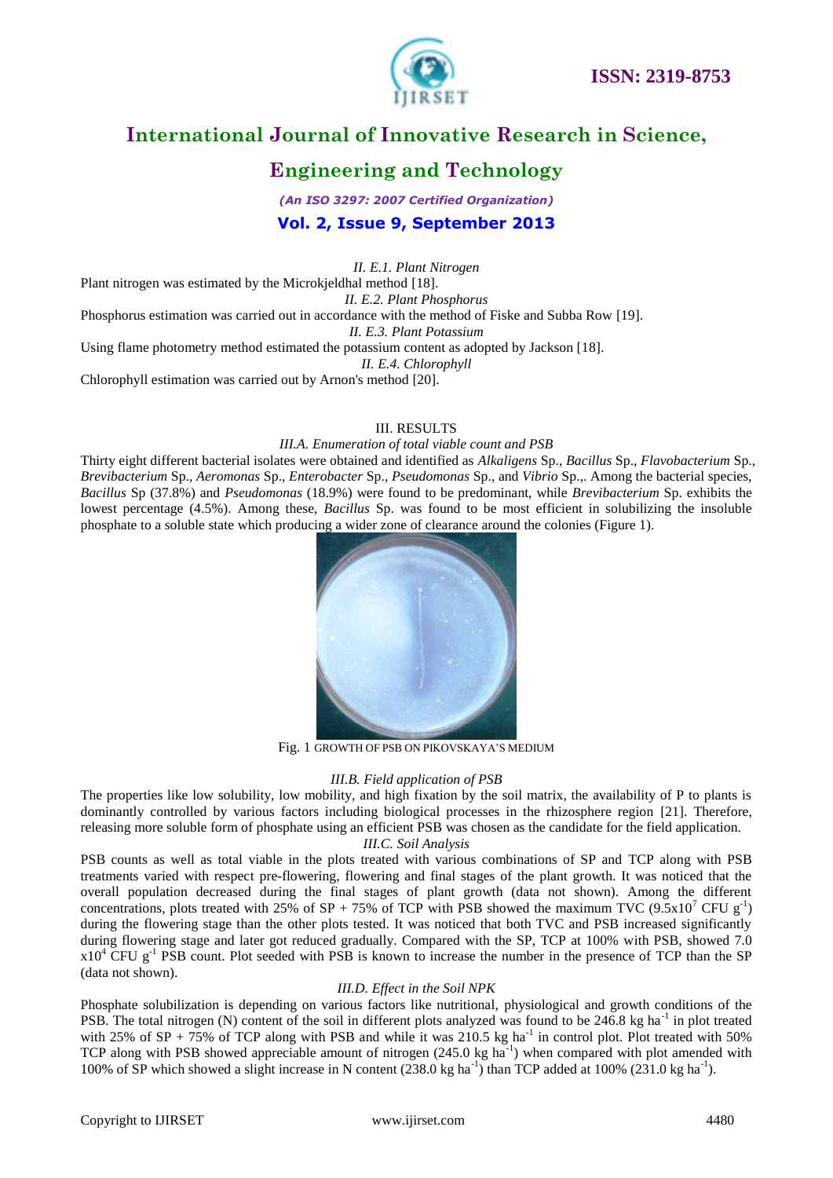*II. E.1. Plant Nitrogen*

Plant nitrogen was estimated by the Microkjeldhal method [18].

*II. E.2. Plant Phosphorus*

Phosphorus estimation was carried out in accordance with the method of Fiske and Subba Row [19].

*II. E.3. Plant Potassium*

Using flame photometry method estimated the potassium content as adopted by Jackson [18].

*II. E.4. Chlorophyll*

Chlorophyll estimation was carried out by Arnon's method [20].

## III. RESULTS

*III.A. Enumeration of total viable count and PSB*

Thirty eight different bacterial isolates were obtained and identified as *Alkaligens* Sp., *Bacillus* Sp., *Flavobacterium* Sp., *Brevibacterium* Sp., *Aeromonas* Sp., *Enterobacter* Sp., *Pseudomonas* Sp., and *Vibrio* Sp.,. Among the bacterial species, *Bacillus* Sp (37.8%) and *Pseudomonas* (18.9%) were found to be predominant, while *Brevibacterium* Sp. exhibits the lowest percentage (4.5%). Among these, *Bacillus* Sp. was found to be most efficient in solubilizing the insoluble phosphate to a soluble state which producing a wider zone of clearance around the colonies (Figure 1).

Fig. 1 GROWTH OF PSB ON PIKOVSKAYA'S MEDIUM

*III.B. Field application of PSB*

The properties like low solubility, low mobility, and high fixation by the soil matrix, the availability of P to plants is dominantly controlled by various factors including biological processes in the rhizosphere region [21]. Therefore, releasing more soluble form of phosphate using an efficient PSB was chosen as the candidate for the field application.

*III.C. Soil Analysis*

PSB counts as well as total viable in the plots treated with various combinations of SP and TCP along with PSB treatments varied with respect pre-flowering, flowering and final stages of the plant growth. It was noticed that the overall population decreased during the final stages of plant growth (data not shown). Among the different concentrations, plots treated with 25% of SP + 75% of TCP with PSB showed the maximum TVC ($9.5 \times 10^7$ CFU $g^{-1}$) during the flowering stage than the other plots tested. It was noticed that both TVC and PSB increased significantly during flowering stage and later got reduced gradually. Compared with the SP, TCP at 100% with PSB, showed 7.0 $\times 10^4$ CFU $g^{-1}$ PSB count. Plot seeded with PSB is known to increase the number in the presence of TCP than the SP (data not shown).

*III.D. Effect in the Soil NPK*

Phosphate solubilization is depending on various factors like nutritional, physiological and growth conditions of the PSB. The total nitrogen (N) content of the soil in different plots analyzed was found to be 246.8 kg $ha^{-1}$ in plot treated with 25% of SP + 75% of TCP along with PSB and while it was 210.5 kg $ha^{-1}$ in control plot. Plot treated with 50% TCP along with PSB showed appreciable amount of nitrogen (245.0 kg $ha^{-1}$) when compared with plot amended with 100% of SP which showed a slight increase in N content (238.0 kg $ha^{-1}$) than TCP added at 100% (231.0 kg $ha^{-1}$).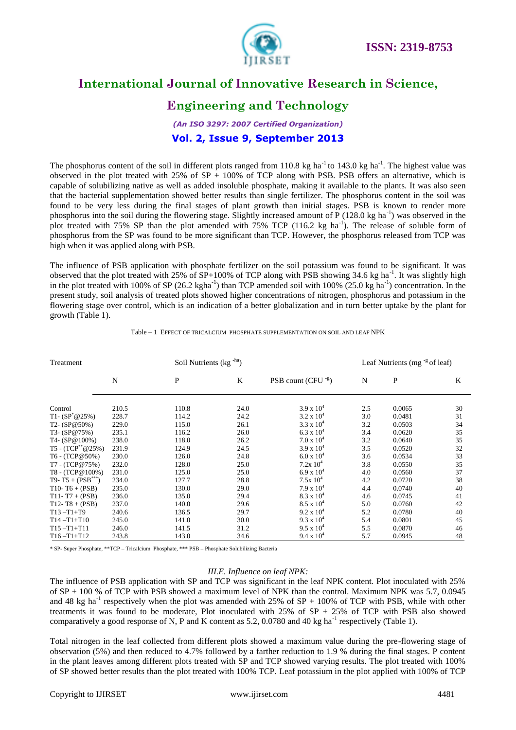The phosphorus content of the soil in different plots ranged from 110.8 kg $ha^{-1}$ to 143.0 kg $ha^{-1}$. The highest value was observed in the plot treated with 25% of SP + 100% of TCP along with PSB. PSB offers an alternative, which is capable of solubilizing native as well as added insoluble phosphate, making it available to the plants. It was also seen that the bacterial supplementation showed better results than single fertilizer. The phosphorus content in the soil was found to be very less during the final stages of plant growth than initial stages. PSB is known to render more phosphorus into the soil during the flowering stage. Slightly increased amount of P (128.0 kg $ha^{-1}$) was observed in the plot treated with 75% SP than the plot amended with 75% TCP (116.2 kg $ha^{-1}$). The release of soluble form of phosphorus from the SP was found to be more significant than TCP. However, the phosphorus released from TCP was high when it was applied along with PSB.

The influence of PSB application with phosphate fertilizer on the soil potassium was found to be significant. It was observed that the plot treated with 25% of SP+100% of TCP along with PSB showing 34.6 kg $ha^{-1}$. It was slightly high in the plot treated with 100% of SP (26.2 $kgha^{-1}$) than TCP amended soil with 100% (25.0 kg $ha^{-1}$) concentration. In the present study, soil analysis of treated plots showed higher concentrations of nitrogen, phosphorus and potassium in the flowering stage over control, which is an indication of a better globalization and in turn better uptake by the plant for growth (Table 1).

Table – 1 EFFECT OF TRICALCIUM PHOSPHATE SUPPLEMENTATION ON SOIL AND LEAF NPK

| Treatment | Soil Nutrients (kg $^{-ha}$) | | | | Leaf Nutrients (mg $^{-g}$ of leaf) | | |
|---|---|---|---|---|---|---|---|
| | N | P | K | PSB count (CFU $^{-g}$) | N | P | K |
| Control | 210.5 | 110.8 | 24.0 | $3.9 \times 10^4$ | 2.5 | 0.0065 | 30 |
| T1- (SP*@25%) | 228.7 | 114.2 | 24.2 | $3.2 \times 10^4$ | 3.0 | 0.0481 | 31 |
| T2- (SP@50%) | 229.0 | 115.0 | 26.1 | $3.3 \times 10^4$ | 3.2 | 0.0503 | 34 |
| T3- (SP@75%) | 235.1 | 116.2 | 26.0 | $6.3 \times 10^4$ | 3.4 | 0.0620 | 35 |
| T4- (SP@100%) | 238.0 | 118.0 | 26.2 | $7.0 \times 10^4$ | 3.2 | 0.0640 | 35 |
| T5 - (TCP**@25%) | 231.9 | 124.9 | 24.5 | $3.9 \times 10^4$ | 3.5 | 0.0520 | 32 |
| T6 - (TCP@50%) | 230.0 | 126.0 | 24.8 | $6.0 \times 10^4$ | 3.6 | 0.0534 | 33 |
| T7 - (TCP@75%) | 232.0 | 128.0 | 25.0 | $7.2 \times 10^4$ | 3.8 | 0.0550 | 35 |
| T8 - (TCP@100%) | 231.0 | 125.0 | 25.0 | $6.9 \times 10^4$ | 4.0 | 0.0560 | 37 |
| T9- T5 + (PSB***) | 234.0 | 127.7 | 28.8 | $7.5 \times 10^4$ | 4.2 | 0.0720 | 38 |
| T10- T6 + (PSB) | 235.0 | 130.0 | 29.0 | $7.9 \times 10^4$ | 4.4 | 0.0740 | 40 |
| T11- T7 + (PSB) | 236.0 | 135.0 | 29.4 | $8.3 \times 10^4$ | 4.6 | 0.0745 | 41 |
| T12- T8 + (PSB) | 237.0 | 140.0 | 29.6 | $8.5 \times 10^4$ | 5.0 | 0.0760 | 42 |
| T13 –T1+T9 | 240.6 | 136.5 | 29.7 | $9.2 \times 10^4$ | 5.2 | 0.0780 | 40 |
| T14 –T1+T10 | 245.0 | 141.0 | 30.0 | $9.3 \times 10^4$ | 5.4 | 0.0801 | 45 |
| T15 –T1+T11 | 246.0 | 141.5 | 31.2 | $9.5 \times 10^4$ | 5.5 | 0.0870 | 46 |
| T16 –T1+T12 | 243.8 | 143.0 | 34.6 | $9.4 \times 10^4$ | 5.7 | 0.0945 | 48 |

\* SP- Super Phosphate, **TCP – Tricalcium Phosphate, *** PSB – Phosphate Solubilizing Bacteria

### *III.E. Influence on leaf NPK:*

The influence of PSB application with SP and TCP was significant in the leaf NPK content. Plot inoculated with 25% of SP + 100 % of TCP with PSB showed a maximum level of NPK than the control. Maximum NPK was 5.7, 0.0945 and 48 kg $ha^{-1}$ respectively when the plot was amended with 25% of SP + 100% of TCP with PSB, while with other treatments it was found to be moderate, Plot inoculated with 25% of SP + 25% of TCP with PSB also showed comparatively a good response of N, P and K content as 5.2, 0.0780 and 40 kg $ha^{-1}$ respectively (Table 1).

Total nitrogen in the leaf collected from different plots showed a maximum value during the pre-flowering stage of observation (5%) and then reduced to 4.7% followed by a farther reduction to 1.9 % during the final stages. P content in the plant leaves among different plots treated with SP and TCP showed varying results. The plot treated with 100% of SP showed better results than the plot treated with 100% TCP. Leaf potassium in the plot applied with 100% of TCP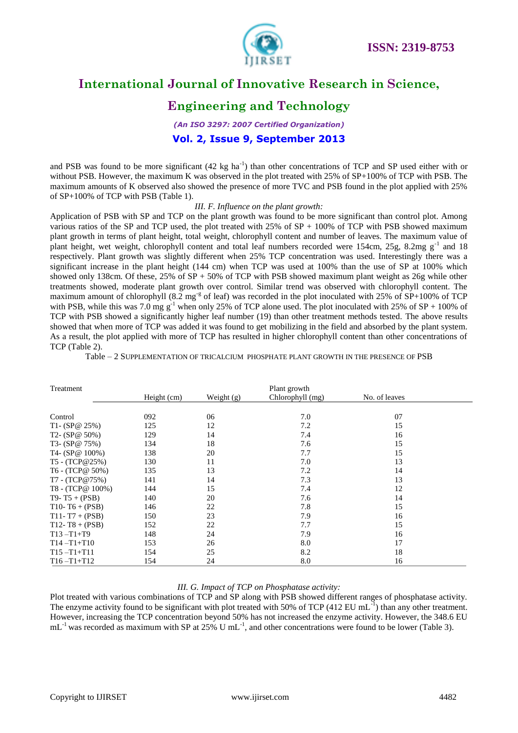and PSB was found to be more significant (42 kg $ha^{-1}$) than other concentrations of TCP and SP used either with or without PSB. However, the maximum K was observed in the plot treated with 25% of SP+100% of TCP with PSB. The maximum amounts of K observed also showed the presence of more TVC and PSB found in the plot applied with 25% of SP+100% of TCP with PSB (Table 1).

### *III. F. Influence on the plant growth:*

Application of PSB with SP and TCP on the plant growth was found to be more significant than control plot. Among various ratios of the SP and TCP used, the plot treated with 25% of SP + 100% of TCP with PSB showed maximum plant growth in terms of plant height, total weight, chlorophyll content and number of leaves. The maximum value of plant height, wet weight, chlorophyll content and total leaf numbers recorded were 154cm, 25g, 8.2mg $g^{-1}$ and 18 respectively. Plant growth was slightly different when 25% TCP concentration was used. Interestingly there was a significant increase in the plant height (144 cm) when TCP was used at 100% than the use of SP at 100% which showed only 138cm. Of these, 25% of SP + 50% of TCP with PSB showed maximum plant weight as 26g while other treatments showed, moderate plant growth over control. Similar trend was observed with chlorophyll content. The maximum amount of chlorophyll (8.2 $mg^{-g}$ of leaf) was recorded in the plot inoculated with 25% of SP+100% of TCP with PSB, while this was 7.0 mg $g^{-1}$ when only 25% of TCP alone used. The plot inoculated with 25% of SP + 100% of TCP with PSB showed a significantly higher leaf number (19) than other treatment methods tested. The above results showed that when more of TCP was added it was found to get mobilizing in the field and absorbed by the plant system. As a result, the plot applied with more of TCP has resulted in higher chlorophyll content than other concentrations of TCP (Table 2).

Table – 2 SUPPLEMENTATION OF TRICALCIUM PHOSPHATE PLANT GROWTH IN THE PRESENCE OF PSB

| Treatment | Plant growth | | | |
|---|---|---|---|---|
| | Height (cm) | Weight (g) | Chlorophyll (mg) | No. of leaves |
| Control | 092 | 06 | 7.0 | 07 |
| T1- (SP@ 25%) | 125 | 12 | 7.2 | 15 |
| T2- (SP@ 50%) | 129 | 14 | 7.4 | 16 |
| T3- (SP@ 75%) | 134 | 18 | 7.6 | 15 |
| T4- (SP@ 100%) | 138 | 20 | 7.7 | 15 |
| T5 - (TCP@25%) | 130 | 11 | 7.0 | 13 |
| T6 - (TCP@ 50%) | 135 | 13 | 7.2 | 14 |
| T7 - (TCP@75%) | 141 | 14 | 7.3 | 13 |
| T8 - (TCP@ 100%) | 144 | 15 | 7.4 | 12 |
| T9- T5 + (PSB) | 140 | 20 | 7.6 | 14 |
| T10- T6 + (PSB) | 146 | 22 | 7.8 | 15 |
| T11- T7 + (PSB) | 150 | 23 | 7.9 | 16 |
| T12- T8 + (PSB) | 152 | 22 | 7.7 | 15 |
| T13 –T1+T9 | 148 | 24 | 7.9 | 16 |
| T14 –T1+T10 | 153 | 26 | 8.0 | 17 |
| T15 –T1+T11 | 154 | 25 | 8.2 | 18 |
| T16 –T1+T12 | 154 | 24 | 8.0 | 16 |

### *III. G. Impact of TCP on Phosphatase activity:*

Plot treated with various combinations of TCP and SP along with PSB showed different ranges of phosphatase activity. The enzyme activity found to be significant with plot treated with 50% of TCP (412 EU $mL^{-1}$) than any other treatment. However, increasing the TCP concentration beyond 50% has not increased the enzyme activity. However, the 348.6 EU $mL^{-1}$ was recorded as maximum with SP at 25% U $mL^{-1}$, and other concentrations were found to be lower (Table 3).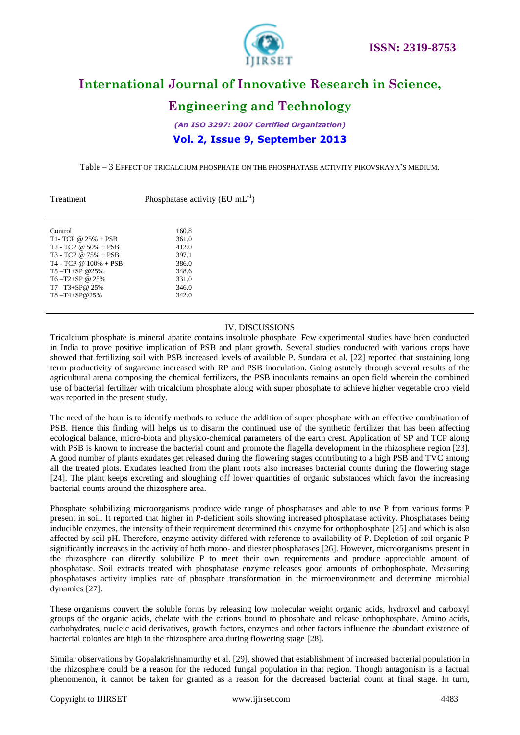Table – 3 EFFECT OF TRICALCIUM PHOSPHATE ON THE PHOSPHATASE ACTIVITY PIKOVSKAYA'S MEDIUM.

| Treatment | Phosphatase activity (EU $mL^{-1}$) |
|---|---|
| Control | 160.8 |
| T1- TCP @ 25% + PSB | 361.0 |
| T2 - TCP @ 50% + PSB | 412.0 |
| T3 - TCP @ 75% + PSB | 397.1 |
| T4 - TCP @ 100% + PSB | 386.0 |
| T5 –T1+SP @25% | 348.6 |
| T6 –T2+SP @ 25% | 331.0 |
| T7 –T3+SP@ 25% | 346.0 |
| T8 –T4+SP@25% | 342.0 |

## IV. DISCUSSIONS

Tricalcium phosphate is mineral apatite contains insoluble phosphate. Few experimental studies have been conducted in India to prove positive implication of PSB and plant growth. Several studies conducted with various crops have showed that fertilizing soil with PSB increased levels of available P. Sundara et al. [22] reported that sustaining long term productivity of sugarcane increased with RP and PSB inoculation. Going astutely through several results of the agricultural arena composing the chemical fertilizers, the PSB inoculants remains an open field wherein the combined use of bacterial fertilizer with tricalcium phosphate along with super phosphate to achieve higher vegetable crop yield was reported in the present study.

The need of the hour is to identify methods to reduce the addition of super phosphate with an effective combination of PSB. Hence this finding will helps us to disarm the continued use of the synthetic fertilizer that has been affecting ecological balance, micro-biota and physico-chemical parameters of the earth crest. Application of SP and TCP along with PSB is known to increase the bacterial count and promote the flagella development in the rhizosphere region [23]. A good number of plants exudates get released during the flowering stages contributing to a high PSB and TVC among all the treated plots. Exudates leached from the plant roots also increases bacterial counts during the flowering stage [24]. The plant keeps excreting and sloughing off lower quantities of organic substances which favor the increasing bacterial counts around the rhizosphere area.

Phosphate solubilizing microorganisms produce wide range of phosphatases and able to use P from various forms P present in soil. It reported that higher in P-deficient soils showing increased phosphatase activity. Phosphatases being inducible enzymes, the intensity of their requirement determined this enzyme for orthophosphate [25] and which is also affected by soil pH. Therefore, enzyme activity differed with reference to availability of P. Depletion of soil organic P significantly increases in the activity of both mono- and diester phosphatases [26]. However, microorganisms present in the rhizosphere can directly solubilize P to meet their own requirements and produce appreciable amount of phosphatase. Soil extracts treated with phosphatase enzyme releases good amounts of orthophosphate. Measuring phosphatases activity implies rate of phosphate transformation in the microenvironment and determine microbial dynamics [27].

These organisms convert the soluble forms by releasing low molecular weight organic acids, hydroxyl and carboxyl groups of the organic acids, chelate with the cations bound to phosphate and release orthophosphate. Amino acids, carbohydrates, nucleic acid derivatives, growth factors, enzymes and other factors influence the abundant existence of bacterial colonies are high in the rhizosphere area during flowering stage [28].

Similar observations by Gopalakrishnamurthy et al. [29], showed that establishment of increased bacterial population in the rhizosphere could be a reason for the reduced fungal population in that region. Though antagonism is a factual phenomenon, it cannot be taken for granted as a reason for the decreased bacterial count at final stage. In turn,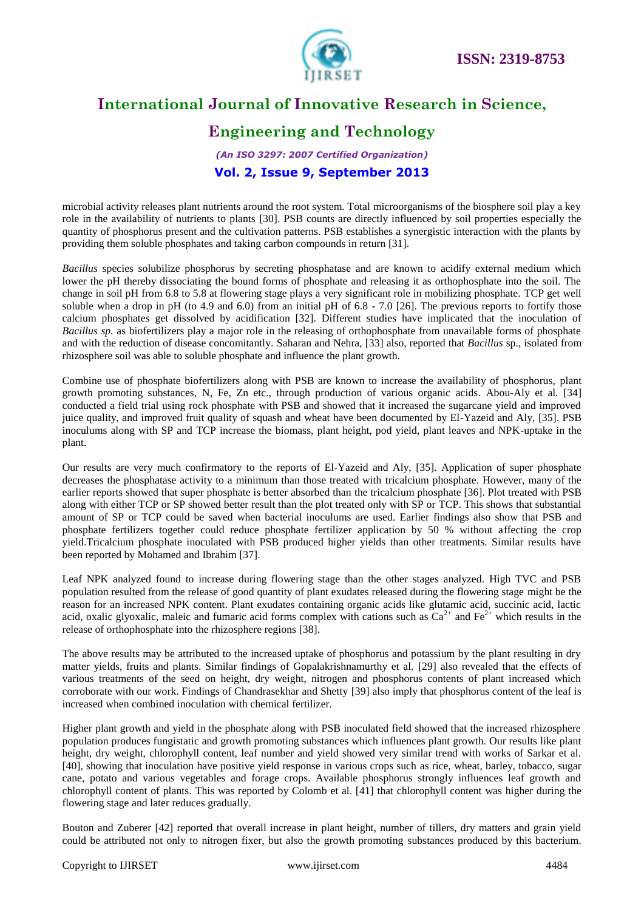microbial activity releases plant nutrients around the root system. Total microorganisms of the biosphere soil play a key role in the availability of nutrients to plants [30]. PSB counts are directly influenced by soil properties especially the quantity of phosphorus present and the cultivation patterns. PSB establishes a synergistic interaction with the plants by providing them soluble phosphates and taking carbon compounds in return [31].

*Bacillus* species solubilize phosphorus by secreting phosphatase and are known to acidify external medium which lower the pH thereby dissociating the bound forms of phosphate and releasing it as orthophosphate into the soil. The change in soil pH from 6.8 to 5.8 at flowering stage plays a very significant role in mobilizing phosphate. TCP get well soluble when a drop in pH (to 4.9 and 6.0) from an initial pH of 6.8 - 7.0 [26]. The previous reports to fortify those calcium phosphates get dissolved by acidification [32]. Different studies have implicated that the inoculation of *Bacillus sp.* as biofertilizers play a major role in the releasing of orthophosphate from unavailable forms of phosphate and with the reduction of disease concomitantly. Saharan and Nehra, [33] also, reported that *Bacillus* sp., isolated from rhizosphere soil was able to soluble phosphate and influence the plant growth.

Combine use of phosphate biofertilizers along with PSB are known to increase the availability of phosphorus, plant growth promoting substances, N, Fe, Zn etc., through production of various organic acids. Abou-Aly et al. [34] conducted a field trial using rock phosphate with PSB and showed that it increased the sugarcane yield and improved juice quality, and improved fruit quality of squash and wheat have been documented by El-Yazeid and Aly, [35]. PSB inoculums along with SP and TCP increase the biomass, plant height, pod yield, plant leaves and NPK-uptake in the plant.

Our results are very much confirmatory to the reports of El-Yazeid and Aly, [35]. Application of super phosphate decreases the phosphatase activity to a minimum than those treated with tricalcium phosphate. However, many of the earlier reports showed that super phosphate is better absorbed than the tricalcium phosphate [36]. Plot treated with PSB along with either TCP or SP showed better result than the plot treated only with SP or TCP. This shows that substantial amount of SP or TCP could be saved when bacterial inoculums are used. Earlier findings also show that PSB and phosphate fertilizers together could reduce phosphate fertilizer application by 50 % without affecting the crop yield.Tricalcium phosphate inoculated with PSB produced higher yields than other treatments. Similar results have been reported by Mohamed and Ibrahim [37].

Leaf NPK analyzed found to increase during flowering stage than the other stages analyzed. High TVC and PSB population resulted from the release of good quantity of plant exudates released during the flowering stage might be the reason for an increased NPK content. Plant exudates containing organic acids like glutamic acid, succinic acid, lactic acid, oxalic glyoxalic, maleic and fumaric acid forms complex with cations such as $Ca^{2+}$ and $Fe^{2+}$ which results in the release of orthophosphate into the rhizosphere regions [38].

The above results may be attributed to the increased uptake of phosphorus and potassium by the plant resulting in dry matter yields, fruits and plants. Similar findings of Gopalakrishnamurthy et al. [29] also revealed that the effects of various treatments of the seed on height, dry weight, nitrogen and phosphorus contents of plant increased which corroborate with our work. Findings of Chandrasekhar and Shetty [39] also imply that phosphorus content of the leaf is increased when combined inoculation with chemical fertilizer.

Higher plant growth and yield in the phosphate along with PSB inoculated field showed that the increased rhizosphere population produces fungistatic and growth promoting substances which influences plant growth. Our results like plant height, dry weight, chlorophyll content, leaf number and yield showed very similar trend with works of Sarkar et al. [40], showing that inoculation have positive yield response in various crops such as rice, wheat, barley, tobacco, sugar cane, potato and various vegetables and forage crops. Available phosphorus strongly influences leaf growth and chlorophyll content of plants. This was reported by Colomb et al. [41] that chlorophyll content was higher during the flowering stage and later reduces gradually.

Bouton and Zuberer [42] reported that overall increase in plant height, number of tillers, dry matters and grain yield could be attributed not only to nitrogen fixer, but also the growth promoting substances produced by this bacterium.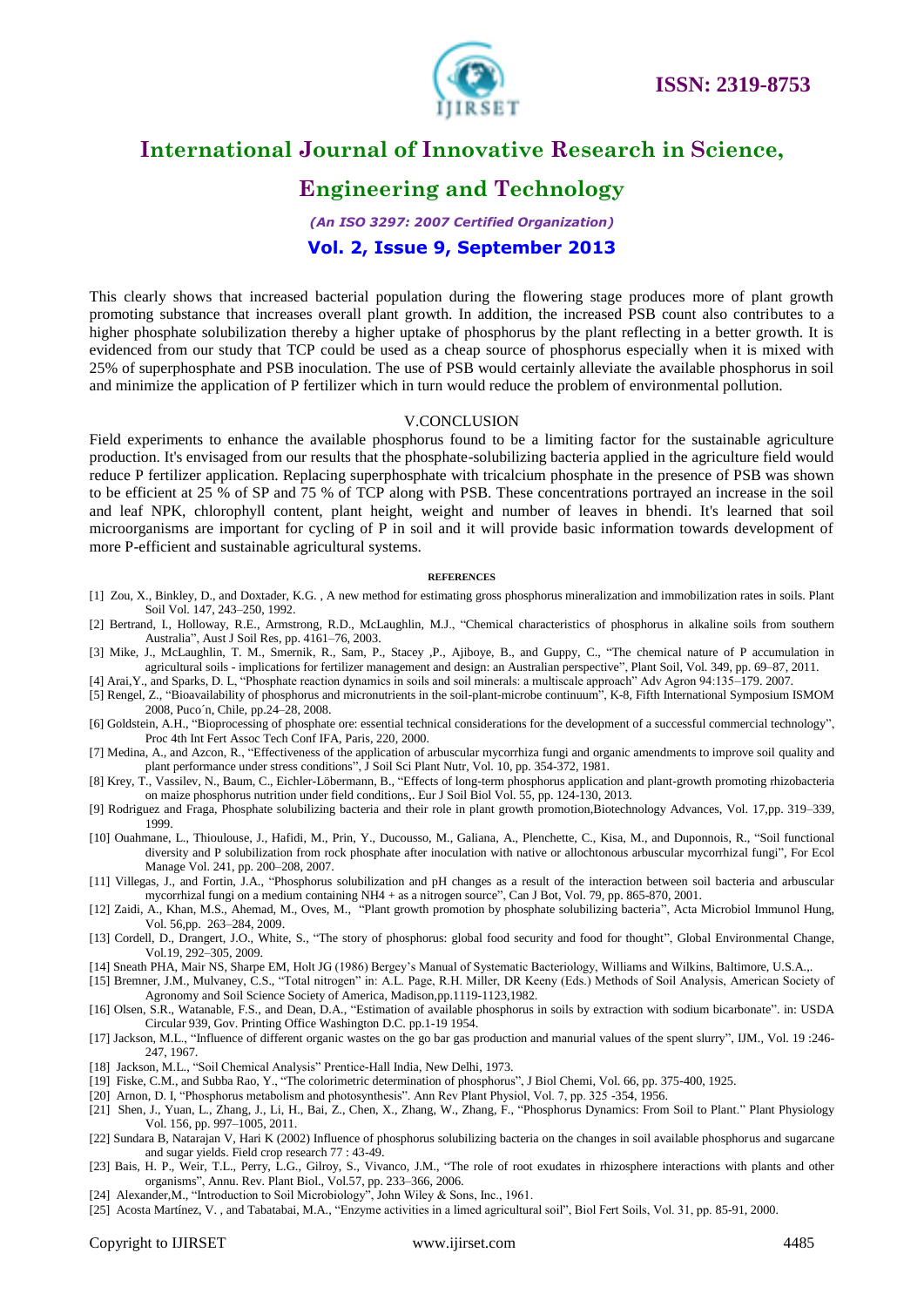This clearly shows that increased bacterial population during the flowering stage produces more of plant growth promoting substance that increases overall plant growth. In addition, the increased PSB count also contributes to a higher phosphate solubilization thereby a higher uptake of phosphorus by the plant reflecting in a better growth. It is evidenced from our study that TCP could be used as a cheap source of phosphorus especially when it is mixed with 25% of superphosphate and PSB inoculation. The use of PSB would certainly alleviate the available phosphorus in soil and minimize the application of P fertilizer which in turn would reduce the problem of environmental pollution.

## V.CONCLUSION

Field experiments to enhance the available phosphorus found to be a limiting factor for the sustainable agriculture production. It's envisaged from our results that the phosphate-solubilizing bacteria applied in the agriculture field would reduce P fertilizer application. Replacing superphosphate with tricalcium phosphate in the presence of PSB was shown to be efficient at 25 % of SP and 75 % of TCP along with PSB. These concentrations portrayed an increase in the soil and leaf NPK, chlorophyll content, plant height, weight and number of leaves in bhendi. It's learned that soil microorganisms are important for cycling of P in soil and it will provide basic information towards development of more P-efficient and sustainable agricultural systems.

### REFERENCES

[1] Zou, X., Binkley, D., and Doxtader, K.G. , A new method for estimating gross phosphorus mineralization and immobilization rates in soils. Plant Soil Vol. 147, 243–250, 1992.

[2] Bertrand, I., Holloway, R.E., Armstrong, R.D., McLaughlin, M.J., "Chemical characteristics of phosphorus in alkaline soils from southern Australia", Aust J Soil Res, pp. 4161–76, 2003.

[3] Mike, J., McLaughlin, T. M., Smernik, R., Sam, P., Stacey ,P., Ajiboye, B., and Guppy, C., "The chemical nature of P accumulation in agricultural soils - implications for fertilizer management and design: an Australian perspective", Plant Soil, Vol. 349, pp. 69–87, 2011.

[4] Arai,Y., and Sparks, D. L, "Phosphate reaction dynamics in soils and soil minerals: a multiscale approach" Adv Agron 94:135–179. 2007.

[5] Rengel, Z., "Bioavailability of phosphorus and micronutrients in the soil-plant-microbe continuum", K-8, Fifth International Symposium ISMOM 2008, Puco´n, Chile, pp.24–28, 2008.

[6] Goldstein, A.H., "Bioprocessing of phosphate ore: essential technical considerations for the development of a successful commercial technology", Proc 4th Int Fert Assoc Tech Conf IFA, Paris, 220, 2000.

[7] Medina, A., and Azcon, R., "Effectiveness of the application of arbuscular mycorrhiza fungi and organic amendments to improve soil quality and plant performance under stress conditions", J Soil Sci Plant Nutr, Vol. 10, pp. 354-372, 1981.

[8] Krey, T., Vassilev, N., Baum, C., Eichler-Löbermann, B., "Effects of long-term phosphorus application and plant-growth promoting rhizobacteria on maize phosphorus nutrition under field conditions,. Eur J Soil Biol Vol. 55, pp. 124-130, 2013.

[9] Rodriguez and Fraga, Phosphate solubilizing bacteria and their role in plant growth promotion,Biotechnology Advances, Vol. 17,pp. 319–339, 1999.

[10] Ouahmane, L., Thioulouse, J., Hafidi, M., Prin, Y., Ducousso, M., Galiana, A., Plenchette, C., Kisa, M., and Duponnois, R., "Soil functional diversity and P solubilization from rock phosphate after inoculation with native or allochtonous arbuscular mycorrhizal fungi", For Ecol Manage Vol. 241, pp. 200–208, 2007.

[11] Villegas, J., and Fortin, J.A., "Phosphorus solubilization and pH changes as a result of the interaction between soil bacteria and arbuscular mycorrhizal fungi on a medium containing NH4 + as a nitrogen source", Can J Bot, Vol. 79, pp. 865-870, 2001.

[12] Zaidi, A., Khan, M.S., Ahemad, M., Oves, M., "Plant growth promotion by phosphate solubilizing bacteria", Acta Microbiol Immunol Hung, Vol. 56,pp. 263–284, 2009.

[13] Cordell, D., Drangert, J.O., White, S., "The story of phosphorus: global food security and food for thought", Global Environmental Change, Vol.19, 292–305, 2009.

[14] Sneath PHA, Mair NS, Sharpe EM, Holt JG (1986) Bergey's Manual of Systematic Bacteriology, Williams and Wilkins, Baltimore, U.S.A.,.

[15] Bremner, J.M., Mulvaney, C.S., "Total nitrogen" in: A.L. Page, R.H. Miller, DR Keeny (Eds.) Methods of Soil Analysis, American Society of Agronomy and Soil Science Society of America, Madison,pp.1119-1123,1982.

[16] Olsen, S.R., Watanable, F.S., and Dean, D.A., "Estimation of available phosphorus in soils by extraction with sodium bicarbonate". in: USDA Circular 939, Gov. Printing Office Washington D.C. pp.1-19 1954.

[17] Jackson, M.L., "Influence of different organic wastes on the go bar gas production and manurial values of the spent slurry", IJM., Vol. 19 :246-247, 1967.

[18] Jackson, M.L., "Soil Chemical Analysis" Prentice-Hall India, New Delhi, 1973.

[19] Fiske, C.M., and Subba Rao, Y., "The colorimetric determination of phosphorus", J Biol Chemi, Vol. 66, pp. 375-400, 1925.

[20] Arnon, D. I, "Phosphorus metabolism and photosynthesis". Ann Rev Plant Physiol, Vol. 7, pp. 325 -354, 1956.

[21] Shen, J., Yuan, L., Zhang, J., Li, H., Bai, Z., Chen, X., Zhang, W., Zhang, F., "Phosphorus Dynamics: From Soil to Plant." Plant Physiology Vol. 156, pp. 997–1005, 2011.

[22] Sundara B, Natarajan V, Hari K (2002) Influence of phosphorus solubilizing bacteria on the changes in soil available phosphorus and sugarcane and sugar yields. Field crop research 77 : 43-49.

[23] Bais, H. P., Weir, T.L., Perry, L.G., Gilroy, S., Vivanco, J.M., "The role of root exudates in rhizosphere interactions with plants and other organisms", Annu. Rev. Plant Biol., Vol.57, pp. 233–366, 2006.

[24] Alexander,M., "Introduction to Soil Microbiology", John Wiley & Sons, Inc., 1961.

[25] Acosta Martínez, V. , and Tabatabai, M.A., "Enzyme activities in a limed agricultural soil", Biol Fert Soils, Vol. 31, pp. 85-91, 2000.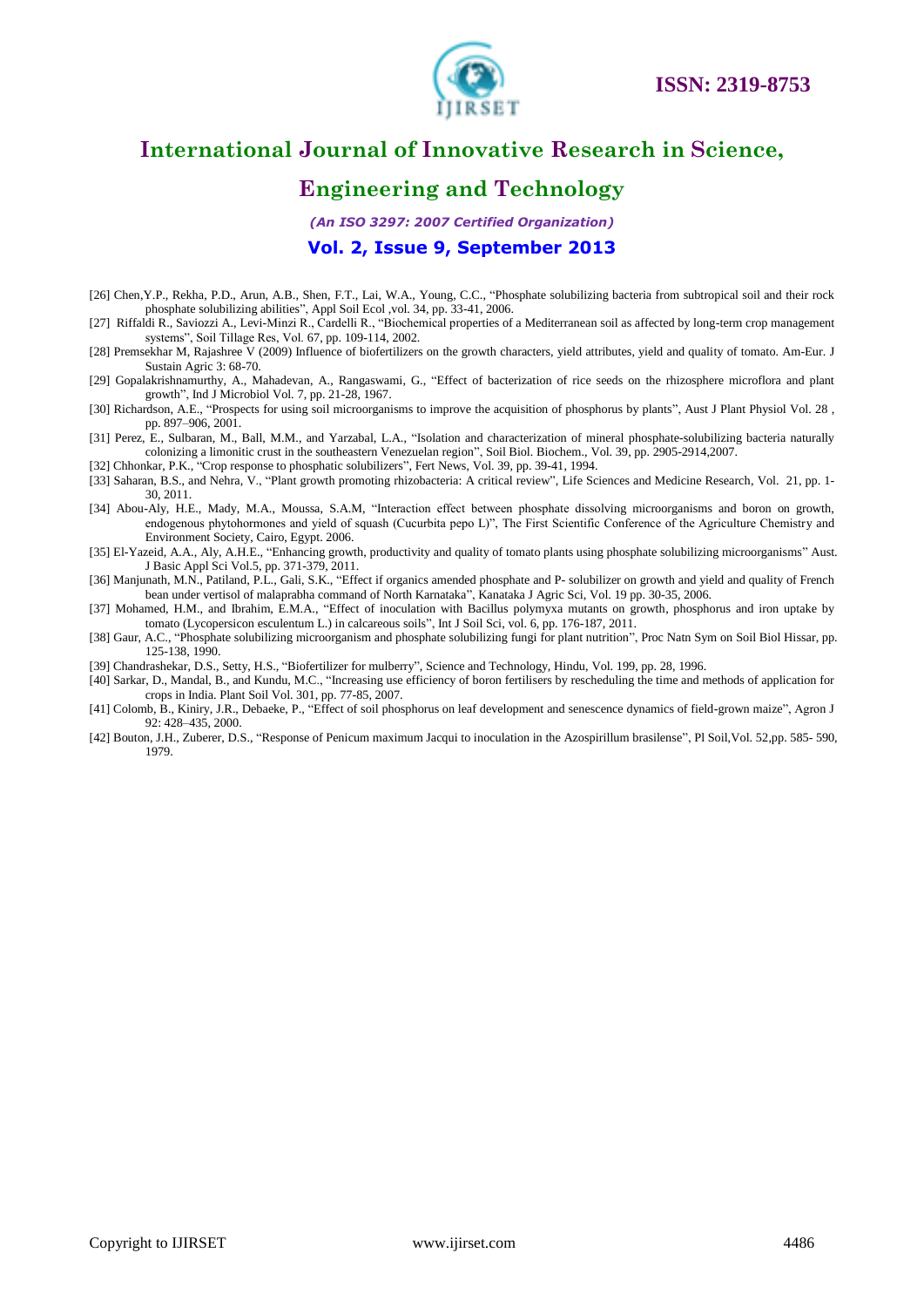[26] Chen,Y.P., Rekha, P.D., Arun, A.B., Shen, F.T., Lai, W.A., Young, C.C., "Phosphate solubilizing bacteria from subtropical soil and their rock phosphate solubilizing abilities", Appl Soil Ecol ,vol. 34, pp. 33-41, 2006.

[27] Riffaldi R., Saviozzi A., Levi-Minzi R., Cardelli R., "Biochemical properties of a Mediterranean soil as affected by long-term crop management systems", Soil Tillage Res, Vol. 67, pp. 109-114, 2002.

[28] Premsekhar M, Rajashree V (2009) Influence of biofertilizers on the growth characters, yield attributes, yield and quality of tomato. Am-Eur. J Sustain Agric 3: 68-70.

[29] Gopalakrishnamurthy, A., Mahadevan, A., Rangaswami, G., "Effect of bacterization of rice seeds on the rhizosphere microflora and plant growth", Ind J Microbiol Vol. 7, pp. 21-28, 1967.

[30] Richardson, A.E., "Prospects for using soil microorganisms to improve the acquisition of phosphorus by plants", Aust J Plant Physiol Vol. 28 , pp. 897–906, 2001.

[31] Perez, E., Sulbaran, M., Ball, M.M., and Yarzabal, L.A., "Isolation and characterization of mineral phosphate-solubilizing bacteria naturally colonizing a limonitic crust in the southeastern Venezuelan region", Soil Biol. Biochem., Vol. 39, pp. 2905-2914,2007.

[32] Chhonkar, P.K., "Crop response to phosphatic solubilizers", Fert News, Vol. 39, pp. 39-41, 1994.

[33] Saharan, B.S., and Nehra, V., "Plant growth promoting rhizobacteria: A critical review", Life Sciences and Medicine Research, Vol. 21, pp. 1-30, 2011.

[34] Abou-Aly, H.E., Mady, M.A., Moussa, S.A.M, "Interaction effect between phosphate dissolving microorganisms and boron on growth, endogenous phytohormones and yield of squash (Cucurbita pepo L)", The First Scientific Conference of the Agriculture Chemistry and Environment Society, Cairo, Egypt. 2006.

[35] El-Yazeid, A.A., Aly, A.H.E., "Enhancing growth, productivity and quality of tomato plants using phosphate solubilizing microorganisms" Aust. J Basic Appl Sci Vol.5, pp. 371-379, 2011.

[36] Manjunath, M.N., Patiland, P.L., Gali, S.K., "Effect if organics amended phosphate and P- solubilizer on growth and yield and quality of French bean under vertisol of malaprabha command of North Karnataka", Kanataka J Agric Sci, Vol. 19 pp. 30-35, 2006.

[37] Mohamed, H.M., and Ibrahim, E.M.A., "Effect of inoculation with Bacillus polymyxa mutants on growth, phosphorus and iron uptake by tomato (Lycopersicon esculentum L.) in calcareous soils", Int J Soil Sci, vol. 6, pp. 176-187, 2011.

[38] Gaur, A.C., "Phosphate solubilizing microorganism and phosphate solubilizing fungi for plant nutrition", Proc Natn Sym on Soil Biol Hissar, pp. 125-138, 1990.

[39] Chandrashekar, D.S., Setty, H.S., "Biofertilizer for mulberry", Science and Technology, Hindu, Vol. 199, pp. 28, 1996.

[40] Sarkar, D., Mandal, B., and Kundu, M.C., "Increasing use efficiency of boron fertilisers by rescheduling the time and methods of application for crops in India. Plant Soil Vol. 301, pp. 77-85, 2007.

[41] Colomb, B., Kiniry, J.R., Debaeke, P., "Effect of soil phosphorus on leaf development and senescence dynamics of field-grown maize", Agron J 92: 428–435, 2000.

[42] Bouton, J.H., Zuberer, D.S., "Response of Penicum maximum Jacqui to inoculation in the Azospirillum brasilense", Pl Soil,Vol. 52,pp. 585- 590, 1979.